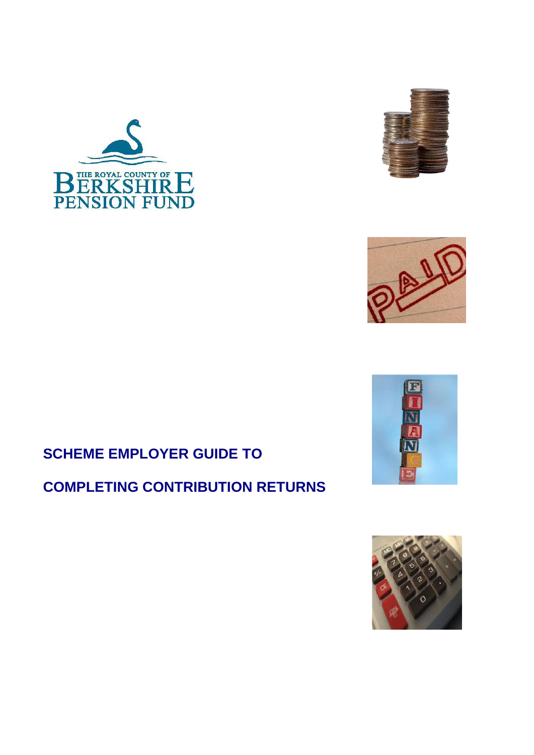THE ROYAL COUNTY OF BERKSHIRE PENSION FUND

# SCHEME EMPLOYER GUIDE TO COMPLETING CONTRIBUTION RETURNS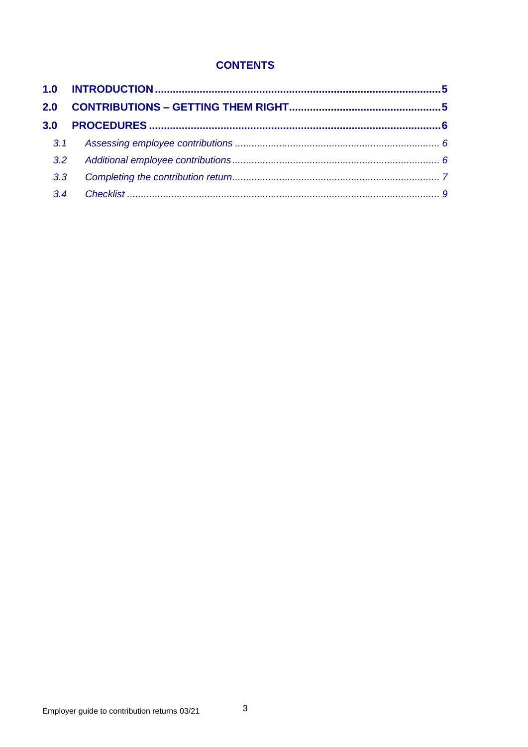# CONTENTS

**1.0 INTRODUCTION** ........................................................................................ **5**

**2.0 CONTRIBUTIONS – GETTING THEM RIGHT** ........................................... **5**

**3.0 PROCEDURES** ........................................................................................... **6**

*3.1 Assessing employee contributions* ........................................................ *6*

*3.2 Additional employee contributions* ....................................................... *6*

*3.3 Completing the contribution return* ....................................................... *7*

*3.4 Checklist* .................................................................................................. *9*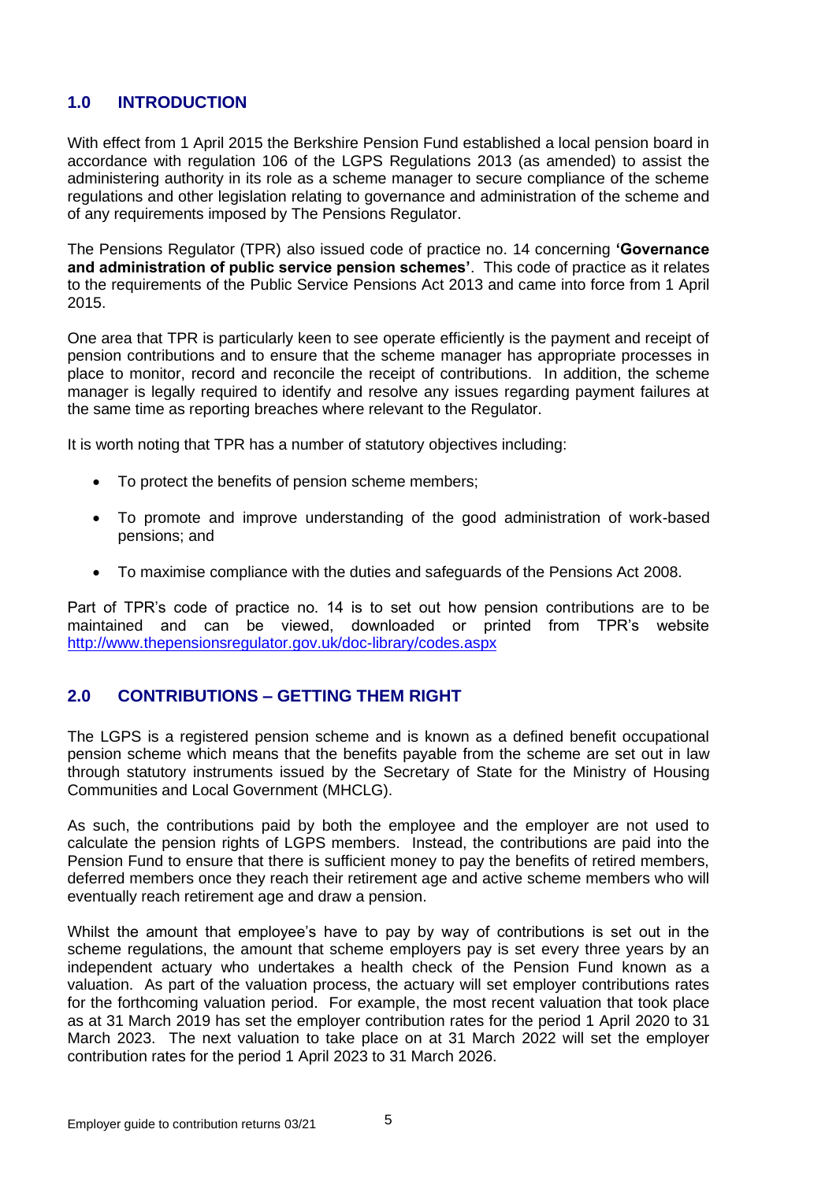## 1.0 INTRODUCTION

With effect from 1 April 2015 the Berkshire Pension Fund established a local pension board in accordance with regulation 106 of the LGPS Regulations 2013 (as amended) to assist the administering authority in its role as a scheme manager to secure compliance of the scheme regulations and other legislation relating to governance and administration of the scheme and of any requirements imposed by The Pensions Regulator.

The Pensions Regulator (TPR) also issued code of practice no. 14 concerning **'Governance and administration of public service pension schemes'**. This code of practice as it relates to the requirements of the Public Service Pensions Act 2013 and came into force from 1 April 2015.

One area that TPR is particularly keen to see operate efficiently is the payment and receipt of pension contributions and to ensure that the scheme manager has appropriate processes in place to monitor, record and reconcile the receipt of contributions. In addition, the scheme manager is legally required to identify and resolve any issues regarding payment failures at the same time as reporting breaches where relevant to the Regulator.

It is worth noting that TPR has a number of statutory objectives including:

- To protect the benefits of pension scheme members;
- To promote and improve understanding of the good administration of work-based pensions; and
- To maximise compliance with the duties and safeguards of the Pensions Act 2008.

Part of TPR's code of practice no. 14 is to set out how pension contributions are to be maintained and can be viewed, downloaded or printed from TPR's website http://www.thepensionsregulator.gov.uk/doc-library/codes.aspx

## 2.0 CONTRIBUTIONS – GETTING THEM RIGHT

The LGPS is a registered pension scheme and is known as a defined benefit occupational pension scheme which means that the benefits payable from the scheme are set out in law through statutory instruments issued by the Secretary of State for the Ministry of Housing Communities and Local Government (MHCLG).

As such, the contributions paid by both the employee and the employer are not used to calculate the pension rights of LGPS members. Instead, the contributions are paid into the Pension Fund to ensure that there is sufficient money to pay the benefits of retired members, deferred members once they reach their retirement age and active scheme members who will eventually reach retirement age and draw a pension.

Whilst the amount that employee's have to pay by way of contributions is set out in the scheme regulations, the amount that scheme employers pay is set every three years by an independent actuary who undertakes a health check of the Pension Fund known as a valuation. As part of the valuation process, the actuary will set employer contributions rates for the forthcoming valuation period. For example, the most recent valuation that took place as at 31 March 2019 has set the employer contribution rates for the period 1 April 2020 to 31 March 2023. The next valuation to take place on at 31 March 2022 will set the employer contribution rates for the period 1 April 2023 to 31 March 2026.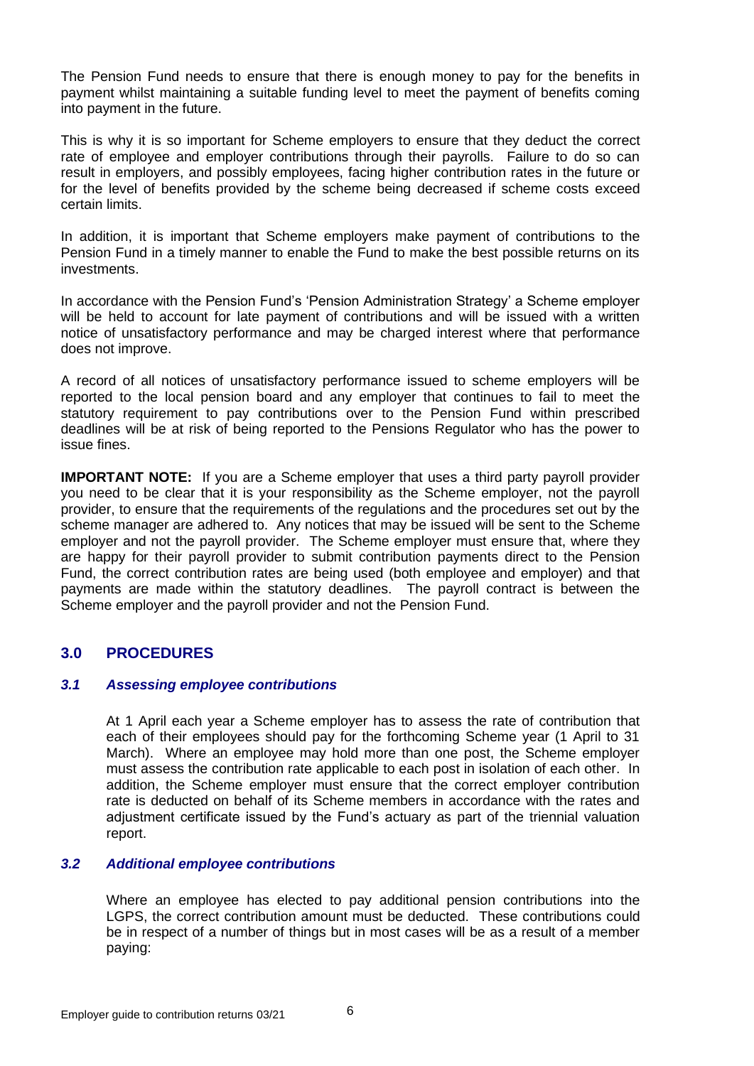The Pension Fund needs to ensure that there is enough money to pay for the benefits in payment whilst maintaining a suitable funding level to meet the payment of benefits coming into payment in the future.

This is why it is so important for Scheme employers to ensure that they deduct the correct rate of employee and employer contributions through their payrolls. Failure to do so can result in employers, and possibly employees, facing higher contribution rates in the future or for the level of benefits provided by the scheme being decreased if scheme costs exceed certain limits.

In addition, it is important that Scheme employers make payment of contributions to the Pension Fund in a timely manner to enable the Fund to make the best possible returns on its investments.

In accordance with the Pension Fund's 'Pension Administration Strategy' a Scheme employer will be held to account for late payment of contributions and will be issued with a written notice of unsatisfactory performance and may be charged interest where that performance does not improve.

A record of all notices of unsatisfactory performance issued to scheme employers will be reported to the local pension board and any employer that continues to fail to meet the statutory requirement to pay contributions over to the Pension Fund within prescribed deadlines will be at risk of being reported to the Pensions Regulator who has the power to issue fines.

**IMPORTANT NOTE:** If you are a Scheme employer that uses a third party payroll provider you need to be clear that it is your responsibility as the Scheme employer, not the payroll provider, to ensure that the requirements of the regulations and the procedures set out by the scheme manager are adhered to. Any notices that may be issued will be sent to the Scheme employer and not the payroll provider. The Scheme employer must ensure that, where they are happy for their payroll provider to submit contribution payments direct to the Pension Fund, the correct contribution rates are being used (both employee and employer) and that payments are made within the statutory deadlines. The payroll contract is between the Scheme employer and the payroll provider and not the Pension Fund.

## 3.0 PROCEDURES

### *3.1 Assessing employee contributions*

At 1 April each year a Scheme employer has to assess the rate of contribution that each of their employees should pay for the forthcoming Scheme year (1 April to 31 March). Where an employee may hold more than one post, the Scheme employer must assess the contribution rate applicable to each post in isolation of each other. In addition, the Scheme employer must ensure that the correct employer contribution rate is deducted on behalf of its Scheme members in accordance with the rates and adjustment certificate issued by the Fund's actuary as part of the triennial valuation report.

### *3.2 Additional employee contributions*

Where an employee has elected to pay additional pension contributions into the LGPS, the correct contribution amount must be deducted. These contributions could be in respect of a number of things but in most cases will be as a result of a member paying: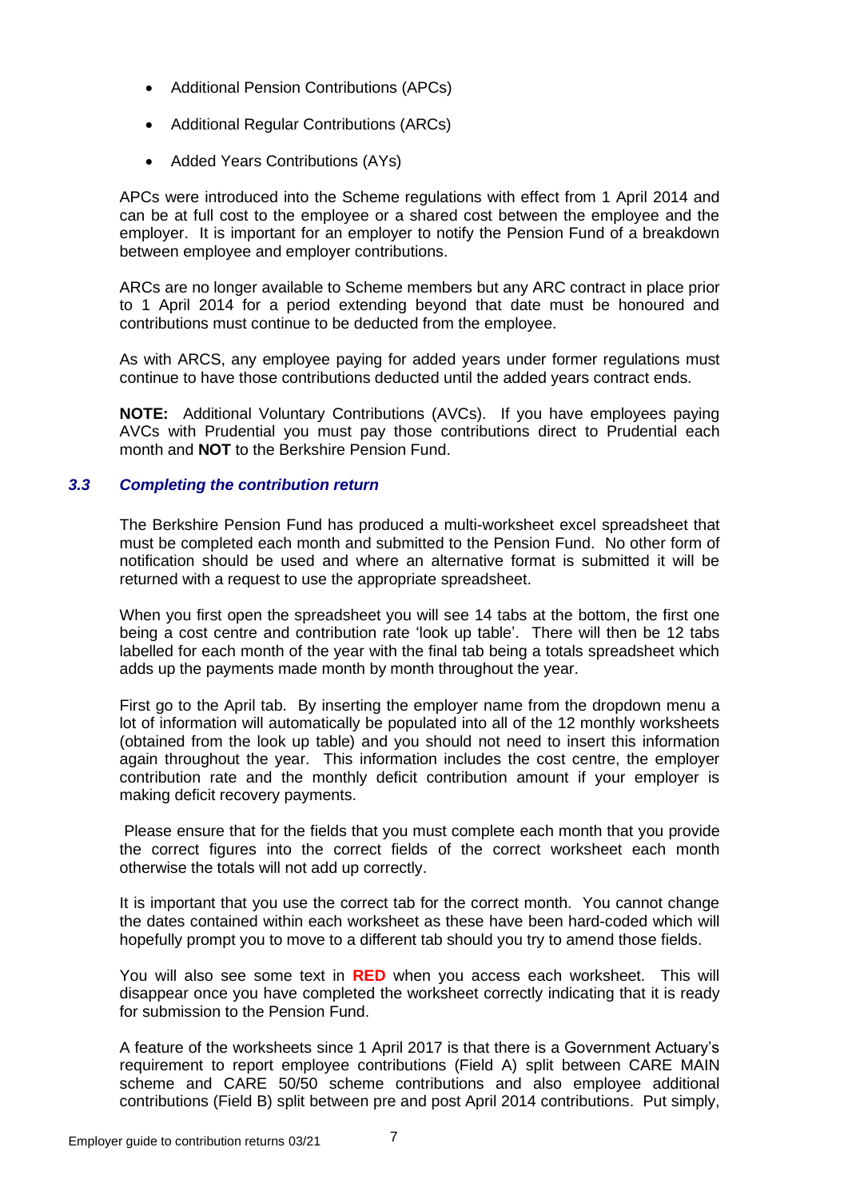- Additional Pension Contributions (APCs)
- Additional Regular Contributions (ARCs)
- Added Years Contributions (AYs)

APCs were introduced into the Scheme regulations with effect from 1 April 2014 and can be at full cost to the employee or a shared cost between the employee and the employer. It is important for an employer to notify the Pension Fund of a breakdown between employee and employer contributions.

ARCs are no longer available to Scheme members but any ARC contract in place prior to 1 April 2014 for a period extending beyond that date must be honoured and contributions must continue to be deducted from the employee.

As with ARCS, any employee paying for added years under former regulations must continue to have those contributions deducted until the added years contract ends.

**NOTE:** Additional Voluntary Contributions (AVCs). If you have employees paying AVCs with Prudential you must pay those contributions direct to Prudential each month and **NOT** to the Berkshire Pension Fund.

### *3.3 Completing the contribution return*

The Berkshire Pension Fund has produced a multi-worksheet excel spreadsheet that must be completed each month and submitted to the Pension Fund. No other form of notification should be used and where an alternative format is submitted it will be returned with a request to use the appropriate spreadsheet.

When you first open the spreadsheet you will see 14 tabs at the bottom, the first one being a cost centre and contribution rate 'look up table'. There will then be 12 tabs labelled for each month of the year with the final tab being a totals spreadsheet which adds up the payments made month by month throughout the year.

First go to the April tab. By inserting the employer name from the dropdown menu a lot of information will automatically be populated into all of the 12 monthly worksheets (obtained from the look up table) and you should not need to insert this information again throughout the year. This information includes the cost centre, the employer contribution rate and the monthly deficit contribution amount if your employer is making deficit recovery payments.

Please ensure that for the fields that you must complete each month that you provide the correct figures into the correct fields of the correct worksheet each month otherwise the totals will not add up correctly.

It is important that you use the correct tab for the correct month. You cannot change the dates contained within each worksheet as these have been hard-coded which will hopefully prompt you to move to a different tab should you try to amend those fields.

You will also see some text in **RED** when you access each worksheet. This will disappear once you have completed the worksheet correctly indicating that it is ready for submission to the Pension Fund.

A feature of the worksheets since 1 April 2017 is that there is a Government Actuary's requirement to report employee contributions (Field A) split between CARE MAIN scheme and CARE 50/50 scheme contributions and also employee additional contributions (Field B) split between pre and post April 2014 contributions. Put simply,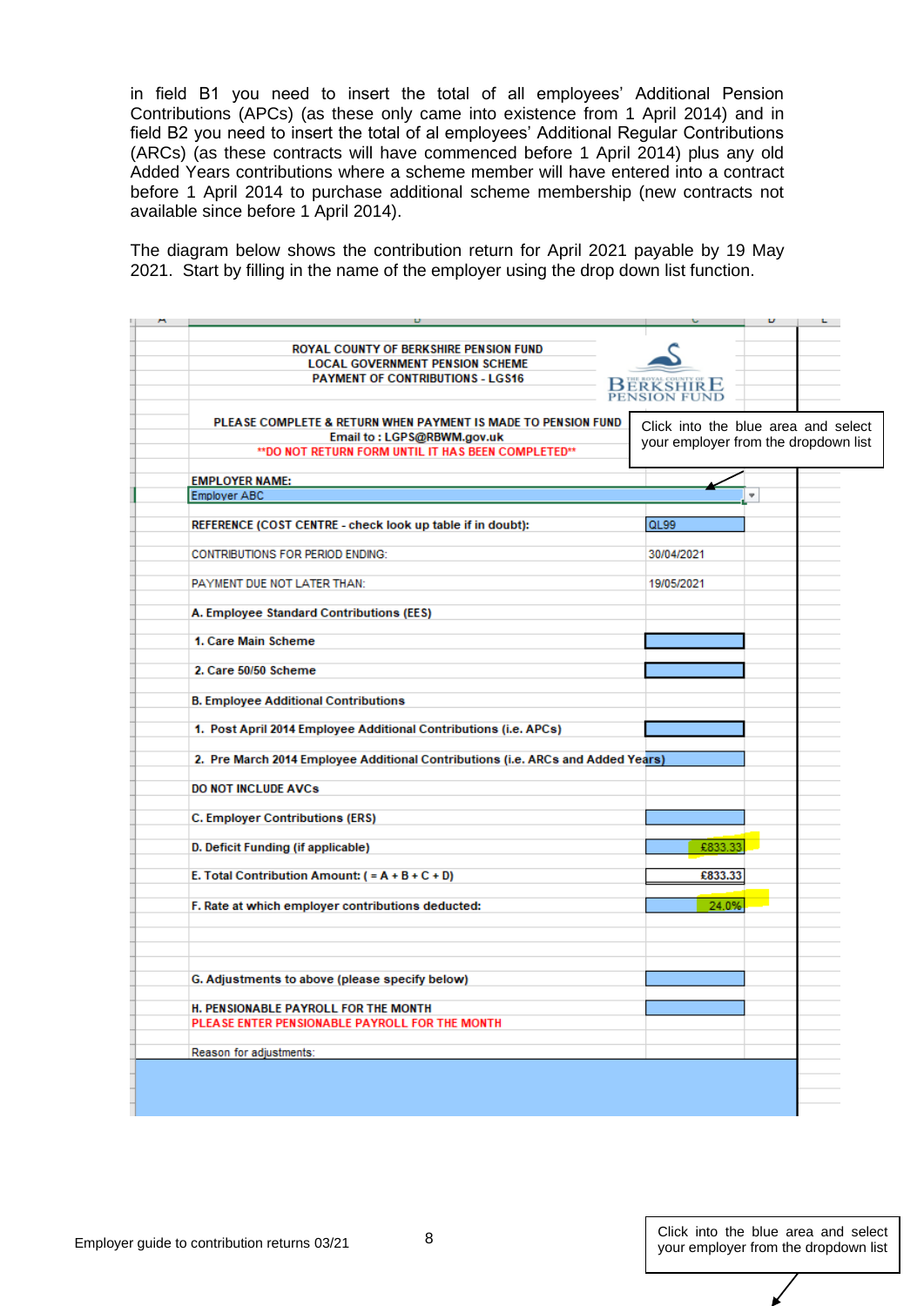in field B1 you need to insert the total of all employees' Additional Pension Contributions (APCs) (as these only came into existence from 1 April 2014) and in field B2 you need to insert the total of al employees' Additional Regular Contributions (ARCs) (as these contracts will have commenced before 1 April 2014) plus any old Added Years contributions where a scheme member will have entered into a contract before 1 April 2014 to purchase additional scheme membership (new contracts not available since before 1 April 2014).

The diagram below shows the contribution return for April 2021 payable by 19 May 2021. Start by filling in the name of the employer using the drop down list function.

ROYAL COUNTY OF BERKSHIRE PENSION FUND
LOCAL GOVERNMENT PENSION SCHEME
PAYMENT OF CONTRIBUTIONS - LGS16

PLEASE COMPLETE & RETURN WHEN PAYMENT IS MADE TO PENSION FUND
Email to : LGPS@RBWM.gov.uk
**DO NOT RETURN FORM UNTIL IT HAS BEEN COMPLETED**

Click into the blue area and select your employer from the dropdown list

EMPLOYER NAME:
Employer ABC

| | |
|---|---|
| REFERENCE (COST CENTRE - check look up table if in doubt): | QL99 |
| CONTRIBUTIONS FOR PERIOD ENDING: | 30/04/2021 |
| PAYMENT DUE NOT LATER THAN: | 19/05/2021 |
| A. Employee Standard Contributions (EES) | |
| 1. Care Main Scheme | |
| 2. Care 50/50 Scheme | |
| B. Employee Additional Contributions | |
| 1. Post April 2014 Employee Additional Contributions (i.e. APCs) | |
| 2. Pre March 2014 Employee Additional Contributions (i.e. ARCs and Added Years) | |
| DO NOT INCLUDE AVCs | |
| C. Employer Contributions (ERS) | |
| D. Deficit Funding (if applicable) | £833.33 |
| E. Total Contribution Amount: ( = A + B + C + D) | £833.33 |
| F. Rate at which employer contributions deducted: | 24.0% |
| G. Adjustments to above (please specify below) | |
| H. PENSIONABLE PAYROLL FOR THE MONTH<br>PLEASE ENTER PENSIONABLE PAYROLL FOR THE MONTH | |

Reason for adjustments:

Employer guide to contribution returns 03/21

Click into the blue area and select your employer from the dropdown list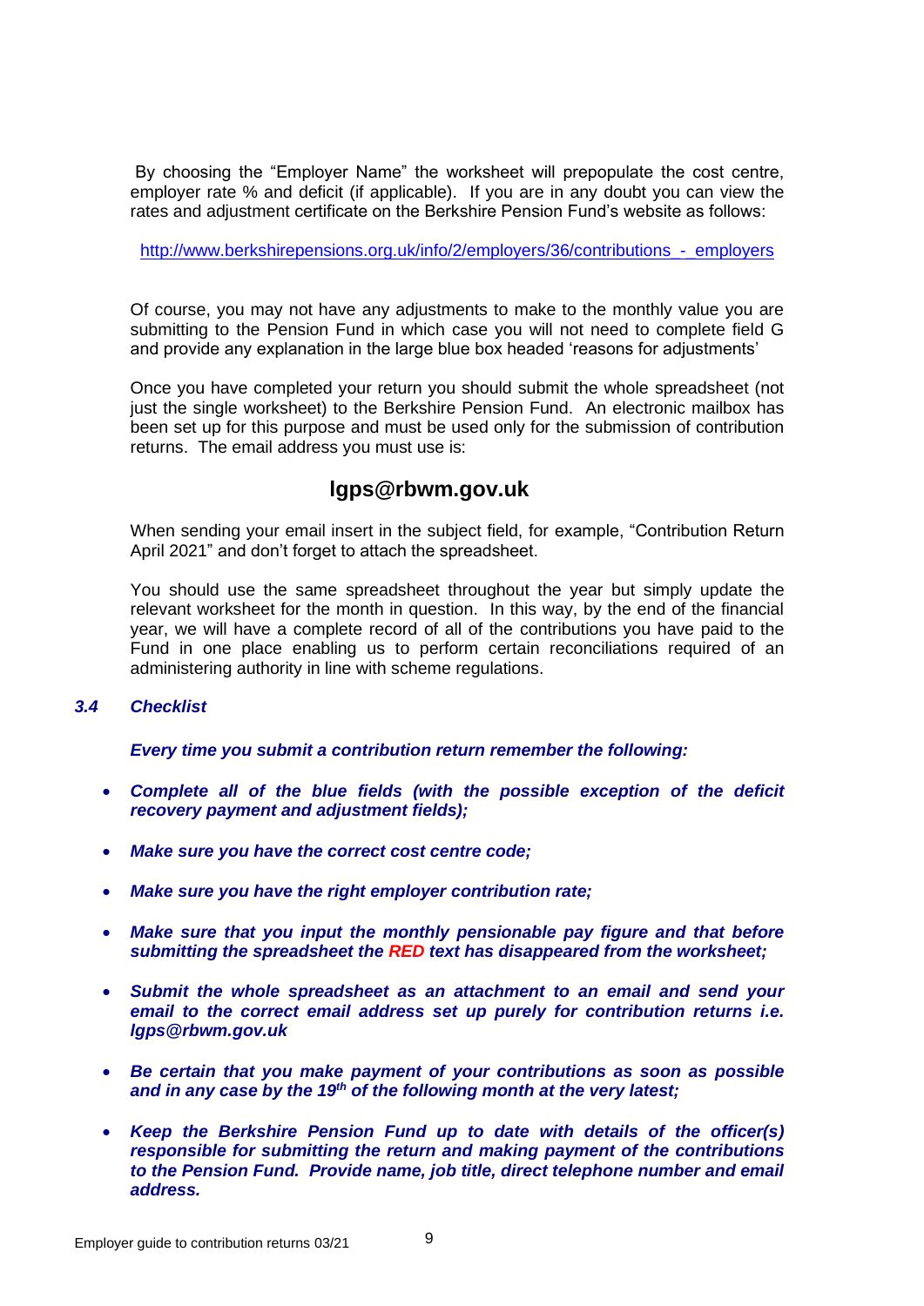By choosing the "Employer Name" the worksheet will prepopulate the cost centre, employer rate % and deficit (if applicable). If you are in any doubt you can view the rates and adjustment certificate on the Berkshire Pension Fund's website as follows:

http://www.berkshirepensions.org.uk/info/2/employers/36/contributions_-_employers

Of course, you may not have any adjustments to make to the monthly value you are submitting to the Pension Fund in which case you will not need to complete field G and provide any explanation in the large blue box headed 'reasons for adjustments'

Once you have completed your return you should submit the whole spreadsheet (not just the single worksheet) to the Berkshire Pension Fund. An electronic mailbox has been set up for this purpose and must be used only for the submission of contribution returns. The email address you must use is:

**lgps@rbwm.gov.uk**

When sending your email insert in the subject field, for example, "Contribution Return April 2021" and don't forget to attach the spreadsheet.

You should use the same spreadsheet throughout the year but simply update the relevant worksheet for the month in question. In this way, by the end of the financial year, we will have a complete record of all of the contributions you have paid to the Fund in one place enabling us to perform certain reconciliations required of an administering authority in line with scheme regulations.

### *3.4 Checklist*

***Every time you submit a contribution return remember the following:***

- ***Complete all of the blue fields (with the possible exception of the deficit recovery payment and adjustment fields);***
- ***Make sure you have the correct cost centre code;***
- ***Make sure you have the right employer contribution rate;***
- ***Make sure that you input the monthly pensionable pay figure and that before submitting the spreadsheet the RED text has disappeared from the worksheet;***
- ***Submit the whole spreadsheet as an attachment to an email and send your email to the correct email address set up purely for contribution returns i.e. lgps@rbwm.gov.uk***
- ***Be certain that you make payment of your contributions as soon as possible and in any case by the 19th of the following month at the very latest;***
- ***Keep the Berkshire Pension Fund up to date with details of the officer(s) responsible for submitting the return and making payment of the contributions to the Pension Fund. Provide name, job title, direct telephone number and email address.***